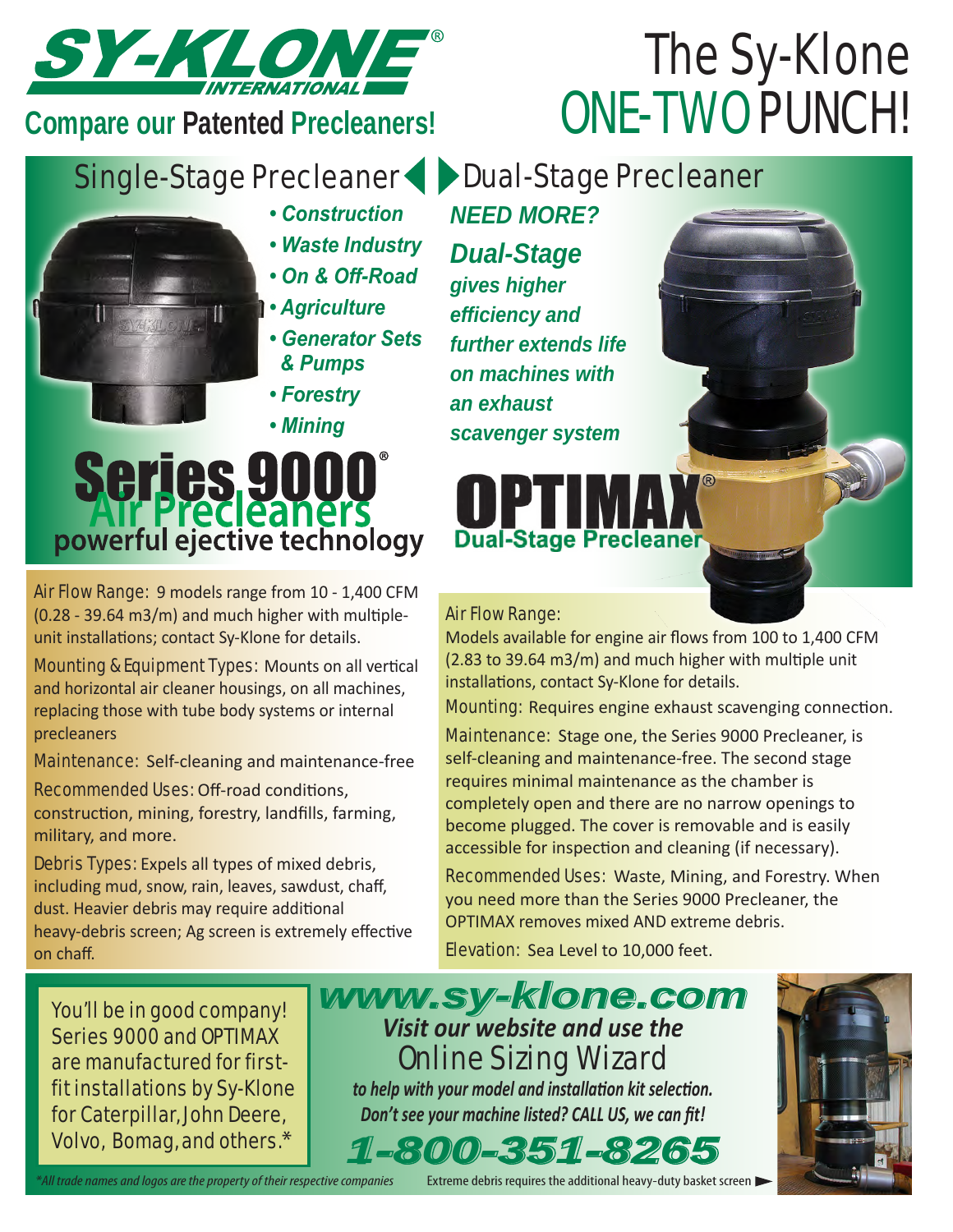# SY-KLONE® INTERNATIONAL

## Compare our Patented Precleaners!

# The Sy-Klone ONE-TWO PUNCH!

## Single-Stage Precleaner

- Construction
- Waste Industry
- On & Off-Road
- Agriculture
- Generator Sets & Pumps
- Forestry
- Mining

### Series 9000® Air Precleaners

**powerful ejective technology**

Air Flow Range: 9 models range from 10 - 1,400 CFM (0.28 - 39.64 m3/m) and much higher with multiple-unit installations; contact Sy-Klone for details.

Mounting & Equipment Types: Mounts on all vertical and horizontal air cleaner housings, on all machines, replacing those with tube body systems or internal precleaners

Maintenance: Self-cleaning and maintenance-free

Recommended Uses: Off-road conditions, construction, mining, forestry, landfills, farming, military, and more.

Debris Types: Expels all types of mixed debris, including mud, snow, rain, leaves, sawdust, chaff, dust. Heavier debris may require additional heavy-debris screen; Ag screen is extremely effective on chaff.

## Dual-Stage Precleaner

***NEED MORE?***

***Dual-Stage gives higher efficiency and further extends life on machines with an exhaust scavenger system***

### OPTIMAX® Dual-Stage Precleaner

Air Flow Range: Models available for engine air flows from 100 to 1,400 CFM (2.83 to 39.64 m3/m) and much higher with multiple unit installations, contact Sy-Klone for details.

Mounting: Requires engine exhaust scavenging connection.

Maintenance: Stage one, the Series 9000 Precleaner, is self-cleaning and maintenance-free. The second stage requires minimal maintenance as the chamber is completely open and there are no narrow openings to become plugged. The cover is removable and is easily accessible for inspection and cleaning (if necessary).

Recommended Uses: Waste, Mining, and Forestry. When you need more than the Series 9000 Precleaner, the OPTIMAX removes mixed AND extreme debris.

Elevation: Sea Level to 10,000 feet.

You'll be in good company! Series 9000 and OPTIMAX are manufactured for first-fit installations by Sy-Klone for Caterpillar, John Deere, Volvo, Bomag, and others.*

**www.sy-klone.com**

***Visit our website and use the*** Online Sizing Wizard ***to help with your model and installation kit selection. Don't see your machine listed? CALL US, we can fit!***

**1-800-351-8265**

*\*All trade names and logos are the property of their respective companies*

Extreme debris requires the additional heavy-duty basket screen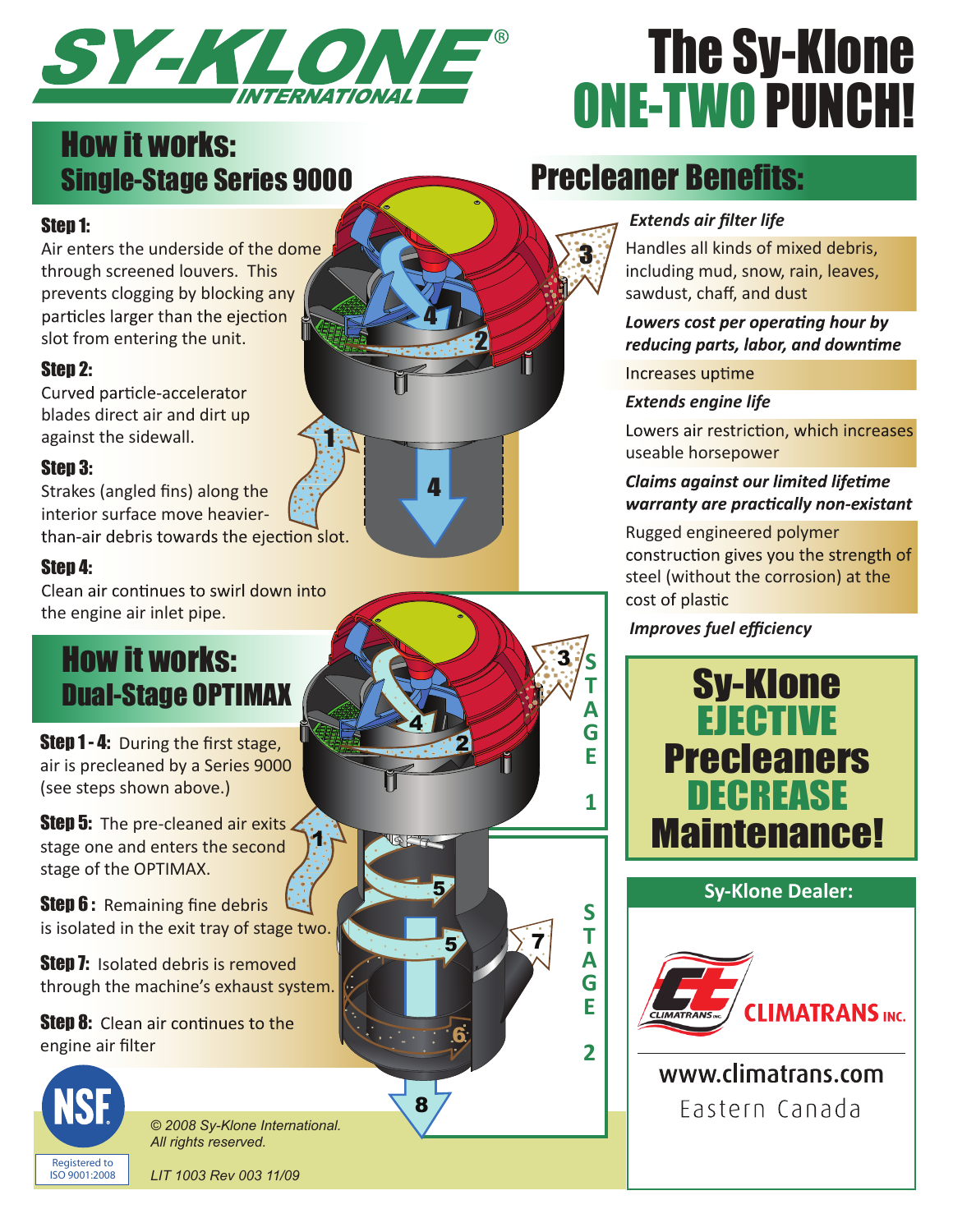# SY-KLONE INTERNATIONAL®

# The Sy-Klone ONE-TWO PUNCH!

## How it works: Single-Stage Series 9000

**Step 1:**
Air enters the underside of the dome through screened louvers. This prevents clogging by blocking any particles larger than the ejection slot from entering the unit.

**Step 2:**
Curved particle-accelerator blades direct air and dirt up against the sidewall.

**Step 3:**
Strakes (angled fins) along the interior surface move heavier-than-air debris towards the ejection slot.

**Step 4:**
Clean air continues to swirl down into the engine air inlet pipe.

## How it works: Dual-Stage OPTIMAX

**Step 1 - 4:** During the first stage, air is precleaned by a Series 9000 (see steps shown above.)

**Step 5:** The pre-cleaned air exits stage one and enters the second stage of the OPTIMAX.

**Step 6:** Remaining fine debris is isolated in the exit tray of stage two.

**Step 7:** Isolated debris is removed through the machine's exhaust system.

**Step 8:** Clean air continues to the engine air filter

STAGE 1

STAGE 2

## Precleaner Benefits:

***Extends air filter life***

Handles all kinds of mixed debris, including mud, snow, rain, leaves, sawdust, chaff, and dust

***Lowers cost per operating hour by reducing parts, labor, and downtime***

Increases uptime

***Extends engine life***

Lowers air restriction, which increases useable horsepower

***Claims against our limited lifetime warranty are practically non-existant***

Rugged engineered polymer construction gives you the strength of steel (without the corrosion) at the cost of plastic

***Improves fuel efficiency***

**Sy-Klone EJECTIVE Precleaners DECREASE Maintenance!**

**Sy-Klone Dealer:**

CLIMATRANS INC.

www.climatrans.com

Eastern Canada

NSF Registered to ISO 9001:2008

*© 2008 Sy-Klone International. All rights reserved.*

*LIT 1003 Rev 003 11/09*